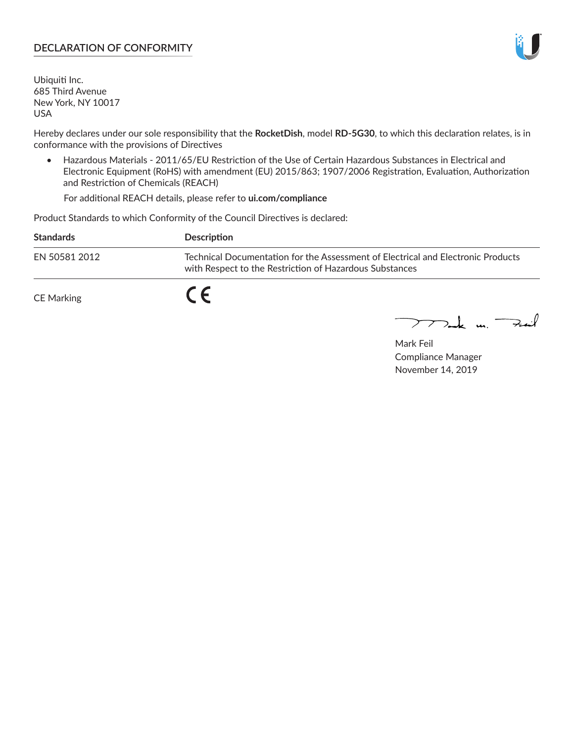## DECLARATION OF CONFORMITY

Ubiquiti Inc.
685 Third Avenue
New York, NY 10017
USA

Hereby declares under our sole responsibility that the **RocketDish**, model **RD-5G30**, to which this declaration relates, is in conformance with the provisions of Directives

- Hazardous Materials - 2011/65/EU Restriction of the Use of Certain Hazardous Substances in Electrical and Electronic Equipment (RoHS) with amendment (EU) 2015/863; 1907/2006 Registration, Evaluation, Authorization and Restriction of Chemicals (REACH)

  For additional REACH details, please refer to **ui.com/compliance**

Product Standards to which Conformity of the Council Directives is declared:

| Standards | Description |
|---|---|
| EN 50581 2012 | Technical Documentation for the Assessment of Electrical and Electronic Products with Respect to the Restriction of Hazardous Substances |

CE Marking CE

Mark Feil
Compliance Manager
November 14, 2019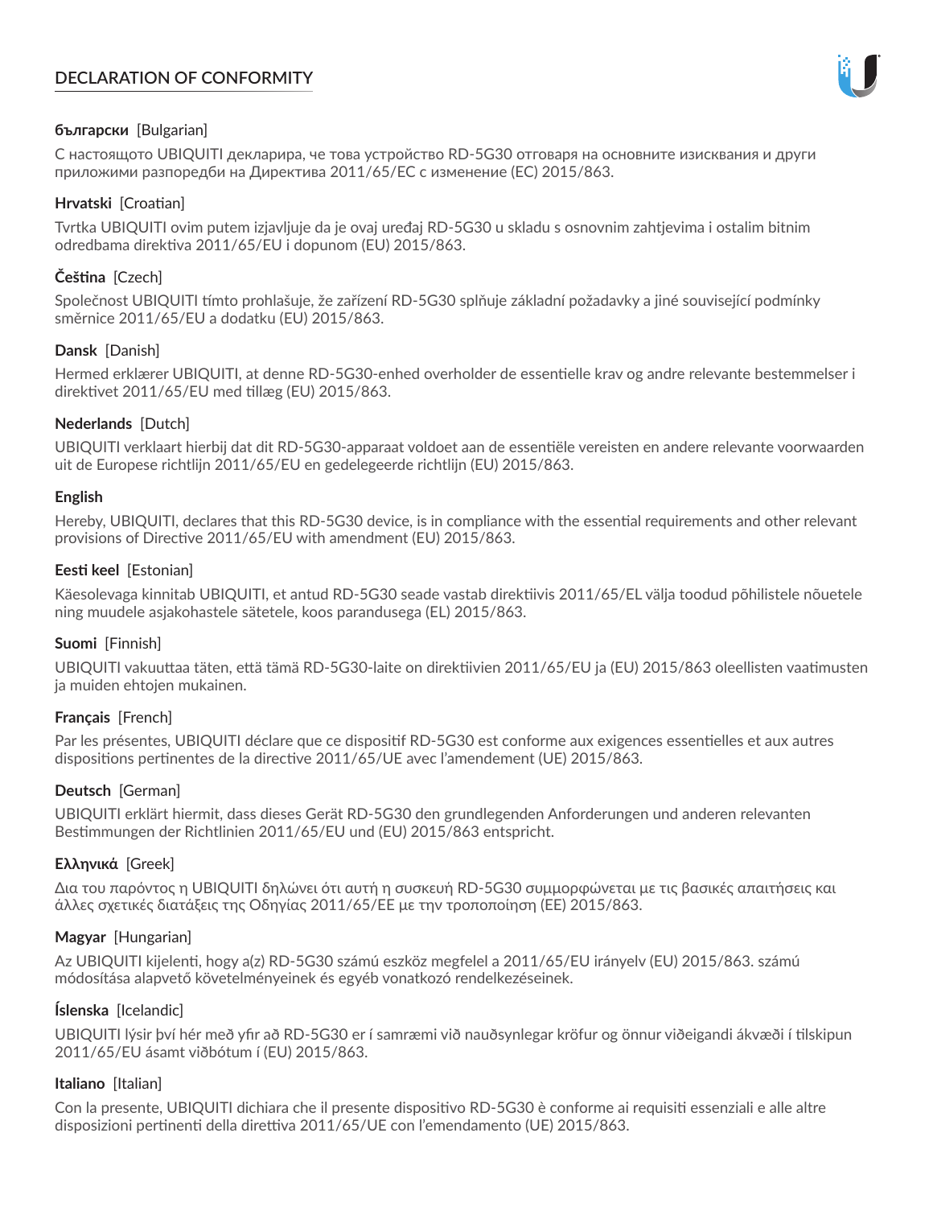# DECLARATION OF CONFORMITY

**български** [Bulgarian]

С настоящото UBIQUITI декларира, че това устройство RD-5G30 отговаря на основните изисквания и други приложими разпоредби на Директива 2011/65/ЕС с изменение (ЕС) 2015/863.

**Hrvatski** [Croatian]

Tvrtka UBIQUITI ovim putem izjavljuje da je ovaj uređaj RD-5G30 u skladu s osnovnim zahtjevima i ostalim bitnim odredbama direktiva 2011/65/EU i dopunom (EU) 2015/863.

**Čeština** [Czech]

Společnost UBIQUITI tímto prohlašuje, že zařízení RD-5G30 splňuje základní požadavky a jiné související podmínky směrnice 2011/65/EU a dodatku (EU) 2015/863.

**Dansk** [Danish]

Hermed erklærer UBIQUITI, at denne RD-5G30-enhed overholder de essentielle krav og andre relevante bestemmelser i direktivet 2011/65/EU med tillæg (EU) 2015/863.

**Nederlands** [Dutch]

UBIQUITI verklaart hierbij dat dit RD-5G30-apparaat voldoet aan de essentiële vereisten en andere relevante voorwaarden uit de Europese richtlijn 2011/65/EU en gedelegeerde richtlijn (EU) 2015/863.

**English**

Hereby, UBIQUITI, declares that this RD-5G30 device, is in compliance with the essential requirements and other relevant provisions of Directive 2011/65/EU with amendment (EU) 2015/863.

**Eesti keel** [Estonian]

Käesolevaga kinnitab UBIQUITI, et antud RD-5G30 seade vastab direktiivis 2011/65/EL välja toodud põhilistele nõuetele ning muudele asjakohastele sätetele, koos parandusega (EL) 2015/863.

**Suomi** [Finnish]

UBIQUITI vakuuttaa täten, että tämä RD-5G30-laite on direktiivien 2011/65/EU ja (EU) 2015/863 oleellisten vaatimusten ja muiden ehtojen mukainen.

**Français** [French]

Par les présentes, UBIQUITI déclare que ce dispositif RD-5G30 est conforme aux exigences essentielles et aux autres dispositions pertinentes de la directive 2011/65/UE avec l'amendement (UE) 2015/863.

**Deutsch** [German]

UBIQUITI erklärt hiermit, dass dieses Gerät RD-5G30 den grundlegenden Anforderungen und anderen relevanten Bestimmungen der Richtlinien 2011/65/EU und (EU) 2015/863 entspricht.

**Ελληνικά** [Greek]

Δια του παρόντος η UBIQUITI δηλώνει ότι αυτή η συσκευή RD-5G30 συμμορφώνεται με τις βασικές απαιτήσεις και άλλες σχετικές διατάξεις της Οδηγίας 2011/65/ΕΕ με την τροποποίηση (ΕΕ) 2015/863.

**Magyar** [Hungarian]

Az UBIQUITI kijelenti, hogy a(z) RD-5G30 számú eszköz megfelel a 2011/65/EU irányelv (EU) 2015/863. számú módosítása alapvető követelményeinek és egyéb vonatkozó rendelkezéseinek.

**Íslenska** [Icelandic]

UBIQUITI lýsir því hér með yfir að RD-5G30 er í samræmi við nauðsynlegar kröfur og önnur viðeigandi ákvæði í tilskipun 2011/65/EU ásamt viðbótum í (EU) 2015/863.

**Italiano** [Italian]

Con la presente, UBIQUITI dichiara che il presente dispositivo RD-5G30 è conforme ai requisiti essenziali e alle altre disposizioni pertinenti della direttiva 2011/65/UE con l'emendamento (UE) 2015/863.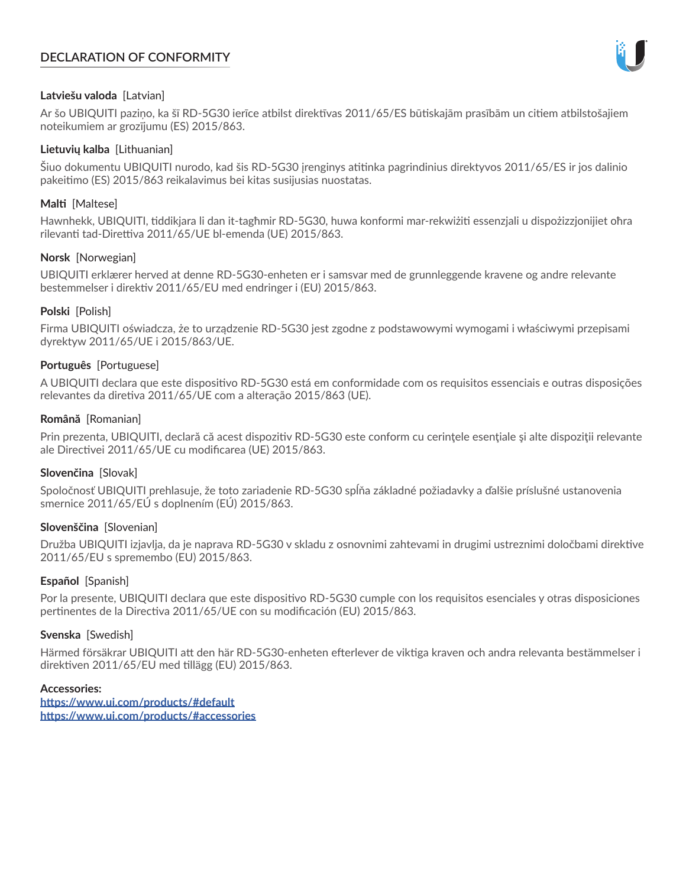## DECLARATION OF CONFORMITY

**Latviešu valoda** [Latvian]

Ar šo UBIQUITI paziņo, ka šī RD-5G30 ierīce atbilst direktīvas 2011/65/ES būtiskajām prasībām un citiem atbilstošajiem noteikumiem ar grozījumu (ES) 2015/863.

**Lietuvių kalba** [Lithuanian]

Šiuo dokumentu UBIQUITI nurodo, kad šis RD-5G30 įrenginys atitinka pagrindinius direktyvos 2011/65/ES ir jos dalinio pakeitimo (ES) 2015/863 reikalavimus bei kitas susijusias nuostatas.

**Malti** [Maltese]

Hawnhekk, UBIQUITI, tiddikjara li dan it-tagħmir RD-5G30, huwa konformi mar-rekwiżiti essenzjali u dispożizzjonijiet oħra rilevanti tad-Direttiva 2011/65/UE bl-emenda (UE) 2015/863.

**Norsk** [Norwegian]

UBIQUITI erklærer herved at denne RD-5G30-enheten er i samsvar med de grunnleggende kravene og andre relevante bestemmelser i direktiv 2011/65/EU med endringer i (EU) 2015/863.

**Polski** [Polish]

Firma UBIQUITI oświadcza, że to urządzenie RD-5G30 jest zgodne z podstawowymi wymogami i właściwymi przepisami dyrektyw 2011/65/UE i 2015/863/UE.

**Português** [Portuguese]

A UBIQUITI declara que este dispositivo RD-5G30 está em conformidade com os requisitos essenciais e outras disposições relevantes da diretiva 2011/65/UE com a alteração 2015/863 (UE).

**Română** [Romanian]

Prin prezenta, UBIQUITI, declară că acest dispozitiv RD-5G30 este conform cu cerinţele esenţiale şi alte dispoziţii relevante ale Directivei 2011/65/UE cu modificarea (UE) 2015/863.

**Slovenčina** [Slovak]

Spoločnosť UBIQUITI prehlasuje, že toto zariadenie RD-5G30 spĺňa základné požiadavky a ďalšie príslušné ustanovenia smernice 2011/65/EÚ s doplnením (EÚ) 2015/863.

**Slovenščina** [Slovenian]

Družba UBIQUITI izjavlja, da je naprava RD-5G30 v skladu z osnovnimi zahtevami in drugimi ustreznimi določbami direktive 2011/65/EU s spremembo (EU) 2015/863.

**Español** [Spanish]

Por la presente, UBIQUITI declara que este dispositivo RD-5G30 cumple con los requisitos esenciales y otras disposiciones pertinentes de la Directiva 2011/65/UE con su modificación (EU) 2015/863.

**Svenska** [Swedish]

Härmed försäkrar UBIQUITI att den här RD-5G30-enheten efterlever de viktiga kraven och andra relevanta bestämmelser i direktiven 2011/65/EU med tillägg (EU) 2015/863.

**Accessories:**
**https://www.ui.com/products/#default**
**https://www.ui.com/products/#accessories**